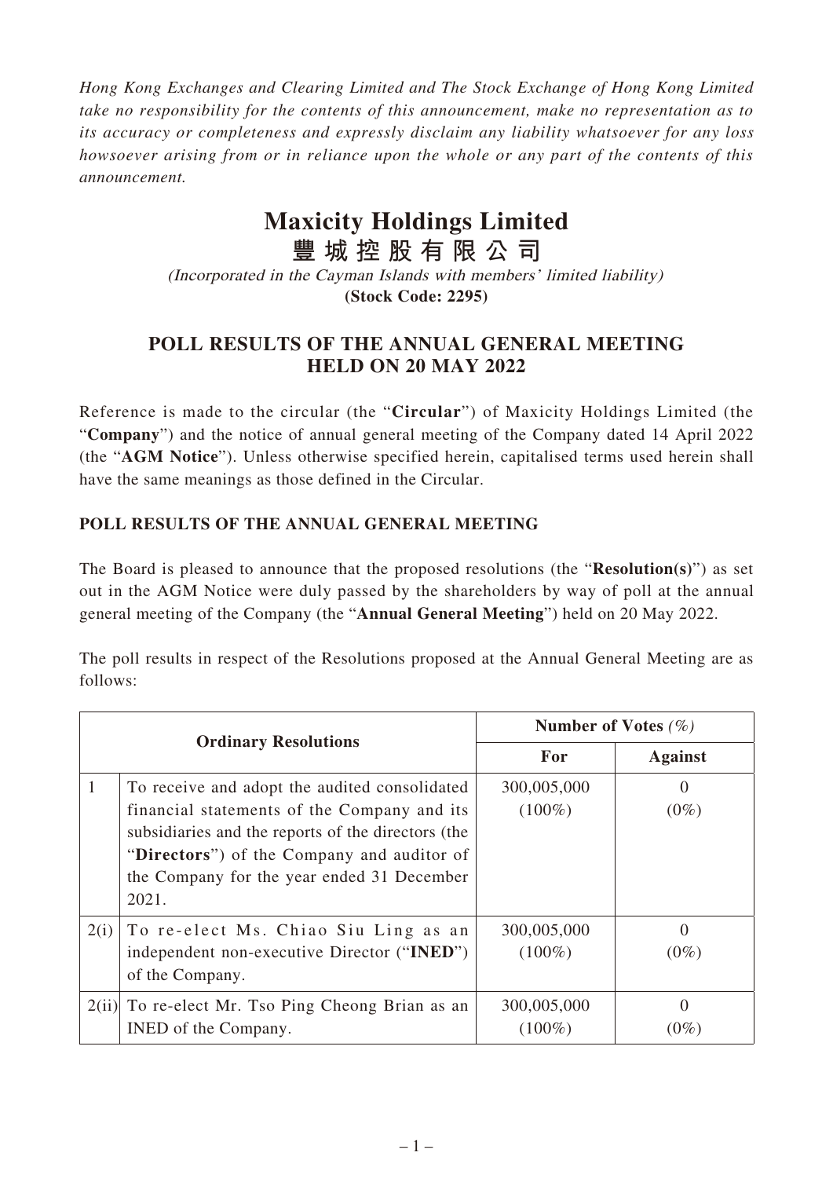*Hong Kong Exchanges and Clearing Limited and The Stock Exchange of Hong Kong Limited take no responsibility for the contents of this announcement, make no representation as to its accuracy or completeness and expressly disclaim any liability whatsoever for any loss howsoever arising from or in reliance upon the whole or any part of the contents of this announcement.*

# Maxicity Holdings Limited
# 豐城控股有限公司

*(Incorporated in the Cayman Islands with members' limited liability)*
**(Stock Code: 2295)**

## POLL RESULTS OF THE ANNUAL GENERAL MEETING HELD ON 20 MAY 2022

Reference is made to the circular (the "**Circular**") of Maxicity Holdings Limited (the "**Company**") and the notice of annual general meeting of the Company dated 14 April 2022 (the "**AGM Notice**"). Unless otherwise specified herein, capitalised terms used herein shall have the same meanings as those defined in the Circular.

### POLL RESULTS OF THE ANNUAL GENERAL MEETING

The Board is pleased to announce that the proposed resolutions (the "**Resolution(s)**") as set out in the AGM Notice were duly passed by the shareholders by way of poll at the annual general meeting of the Company (the "**Annual General Meeting**") held on 20 May 2022.

The poll results in respect of the Resolutions proposed at the Annual General Meeting are as follows:

| **Ordinary Resolutions** | | **Number of Votes** *(%)* | |
|---|---|---|---|
| | | **For** | **Against** |
| 1 | To receive and adopt the audited consolidated financial statements of the Company and its subsidiaries and the reports of the directors (the "**Directors**") of the Company and auditor of the Company for the year ended 31 December 2021. | 300,005,000 (100%) | 0 (0%) |
| 2(i) | To re-elect Ms. Chiao Siu Ling as an independent non-executive Director ("**INED**") of the Company. | 300,005,000 (100%) | 0 (0%) |
| 2(ii) | To re-elect Mr. Tso Ping Cheong Brian as an INED of the Company. | 300,005,000 (100%) | 0 (0%) |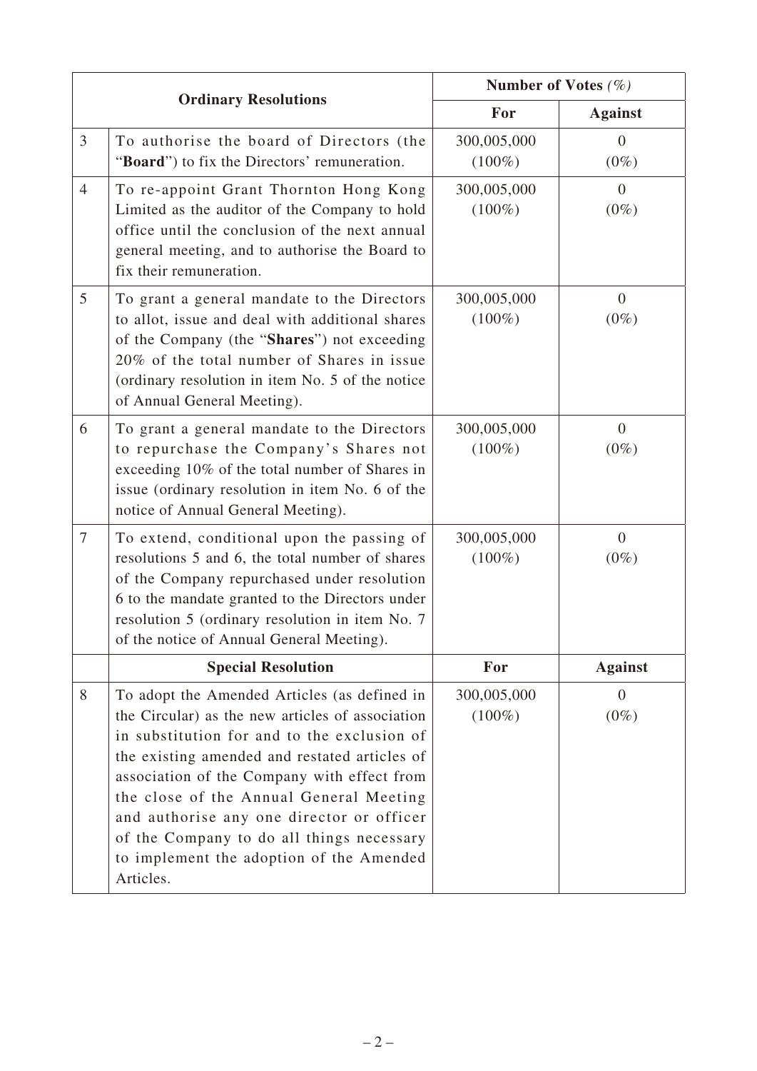| | Ordinary Resolutions | Number of Votes *(%)* | |
|---|---|---|---|
| | | **For** | **Against** |
| 3 | To authorise the board of Directors (the "**Board**") to fix the Directors' remuneration. | 300,005,000 (100%) | 0 (0%) |
| 4 | To re-appoint Grant Thornton Hong Kong Limited as the auditor of the Company to hold office until the conclusion of the next annual general meeting, and to authorise the Board to fix their remuneration. | 300,005,000 (100%) | 0 (0%) |
| 5 | To grant a general mandate to the Directors to allot, issue and deal with additional shares of the Company (the "**Shares**") not exceeding 20% of the total number of Shares in issue (ordinary resolution in item No. 5 of the notice of Annual General Meeting). | 300,005,000 (100%) | 0 (0%) |
| 6 | To grant a general mandate to the Directors to repurchase the Company's Shares not exceeding 10% of the total number of Shares in issue (ordinary resolution in item No. 6 of the notice of Annual General Meeting). | 300,005,000 (100%) | 0 (0%) |
| 7 | To extend, conditional upon the passing of resolutions 5 and 6, the total number of shares of the Company repurchased under resolution 6 to the mandate granted to the Directors under resolution 5 (ordinary resolution in item No. 7 of the notice of Annual General Meeting). | 300,005,000 (100%) | 0 (0%) |
| | **Special Resolution** | **For** | **Against** |
| 8 | To adopt the Amended Articles (as defined in the Circular) as the new articles of association in substitution for and to the exclusion of the existing amended and restated articles of association of the Company with effect from the close of the Annual General Meeting and authorise any one director or officer of the Company to do all things necessary to implement the adoption of the Amended Articles. | 300,005,000 (100%) | 0 (0%) |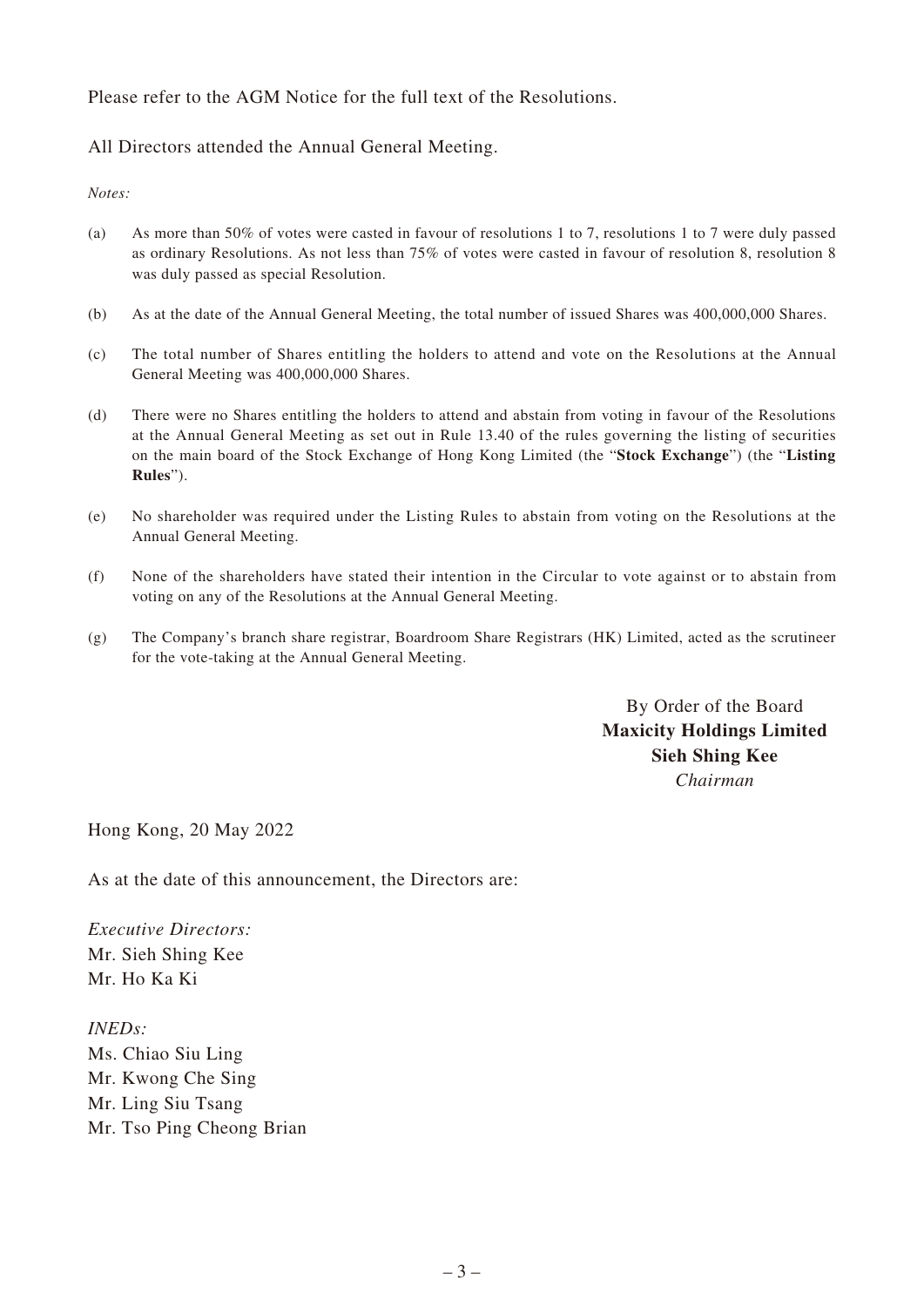Please refer to the AGM Notice for the full text of the Resolutions.

All Directors attended the Annual General Meeting.

*Notes:*

(a) As more than 50% of votes were casted in favour of resolutions 1 to 7, resolutions 1 to 7 were duly passed as ordinary Resolutions. As not less than 75% of votes were casted in favour of resolution 8, resolution 8 was duly passed as special Resolution.

(b) As at the date of the Annual General Meeting, the total number of issued Shares was 400,000,000 Shares.

(c) The total number of Shares entitling the holders to attend and vote on the Resolutions at the Annual General Meeting was 400,000,000 Shares.

(d) There were no Shares entitling the holders to attend and abstain from voting in favour of the Resolutions at the Annual General Meeting as set out in Rule 13.40 of the rules governing the listing of securities on the main board of the Stock Exchange of Hong Kong Limited (the "**Stock Exchange**") (the "**Listing Rules**").

(e) No shareholder was required under the Listing Rules to abstain from voting on the Resolutions at the Annual General Meeting.

(f) None of the shareholders have stated their intention in the Circular to vote against or to abstain from voting on any of the Resolutions at the Annual General Meeting.

(g) The Company's branch share registrar, Boardroom Share Registrars (HK) Limited, acted as the scrutineer for the vote-taking at the Annual General Meeting.

By Order of the Board
**Maxicity Holdings Limited**
**Sieh Shing Kee**
*Chairman*

Hong Kong, 20 May 2022

As at the date of this announcement, the Directors are:

*Executive Directors:*
Mr. Sieh Shing Kee
Mr. Ho Ka Ki

*INEDs:*
Ms. Chiao Siu Ling
Mr. Kwong Che Sing
Mr. Ling Siu Tsang
Mr. Tso Ping Cheong Brian